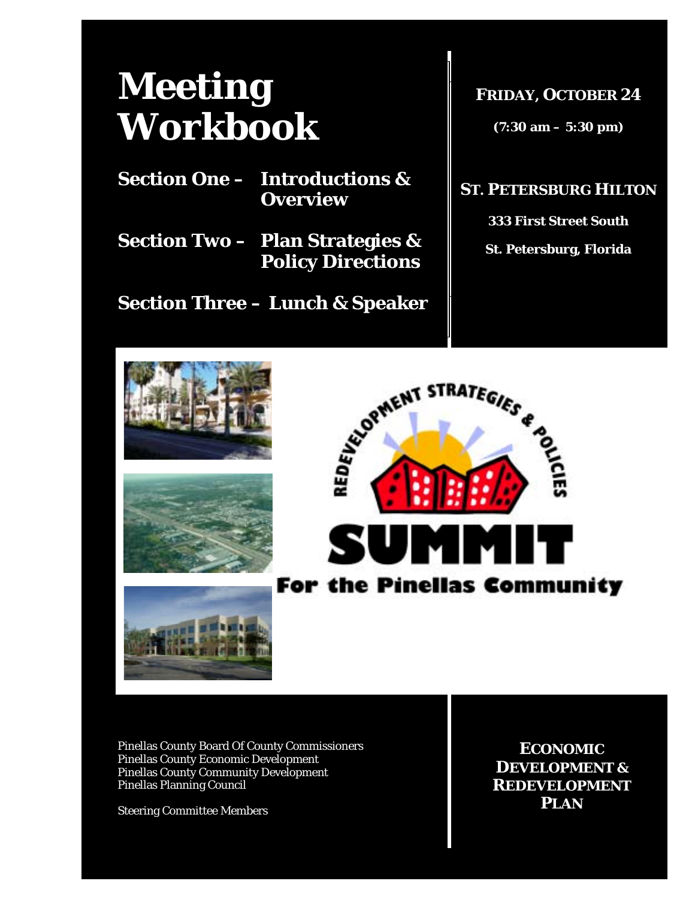# Meeting Workbook

**Section One – Introductions & Overview**

**Section Two – Plan Strategies & Policy Directions**

**Section Three – Lunch & Speaker**

**FRIDAY, OCTOBER 24**

**(7:30 am – 5:30 pm)**

**ST. PETERSBURG HILTON**

**333 First Street South**

**St. Petersburg, Florida**

REDEVELOPMENT STRATEGIES & POLICIES

# SUMMIT

**For the Pinellas Community**

Pinellas County Board Of County Commissioners
Pinellas County Economic Development
Pinellas County Community Development
Pinellas Planning Council

Steering Committee Members

**ECONOMIC DEVELOPMENT & REDEVELOPMENT PLAN**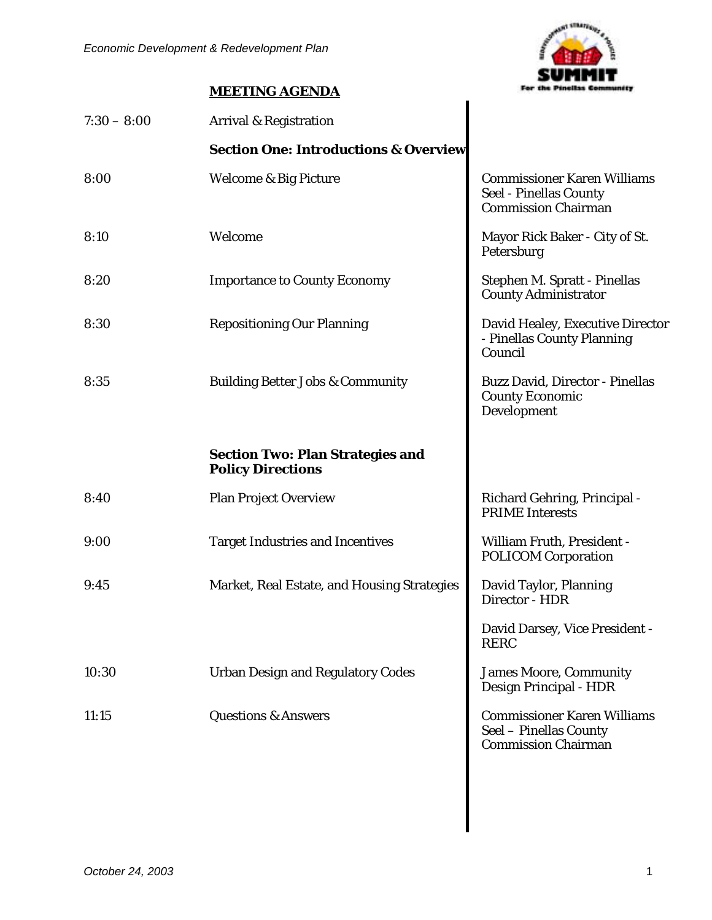## MEETING AGENDA

| Time | Item | Presenter |
|---|---|---|
| 7:30 – 8:00 | Arrival & Registration | |
| | **Section One: Introductions & Overview** | |
| 8:00 | Welcome & Big Picture | Commissioner Karen Williams Seel - Pinellas County Commission Chairman |
| 8:10 | Welcome | Mayor Rick Baker - City of St. Petersburg |
| 8:20 | Importance to County Economy | Stephen M. Spratt - Pinellas County Administrator |
| 8:30 | Repositioning Our Planning | David Healey, Executive Director - Pinellas County Planning Council |
| 8:35 | Building Better Jobs & Community | Buzz David, Director - Pinellas County Economic Development |
| | **Section Two: Plan Strategies and Policy Directions** | |
| 8:40 | Plan Project Overview | Richard Gehring, Principal - PRIME Interests |
| 9:00 | Target Industries and Incentives | William Fruth, President - POLICOM Corporation |
| 9:45 | Market, Real Estate, and Housing Strategies | David Taylor, Planning Director - HDR<br>David Darsey, Vice President - RERC |
| 10:30 | Urban Design and Regulatory Codes | James Moore, Community Design Principal - HDR |
| 11:15 | Questions & Answers | Commissioner Karen Williams Seel – Pinellas County Commission Chairman |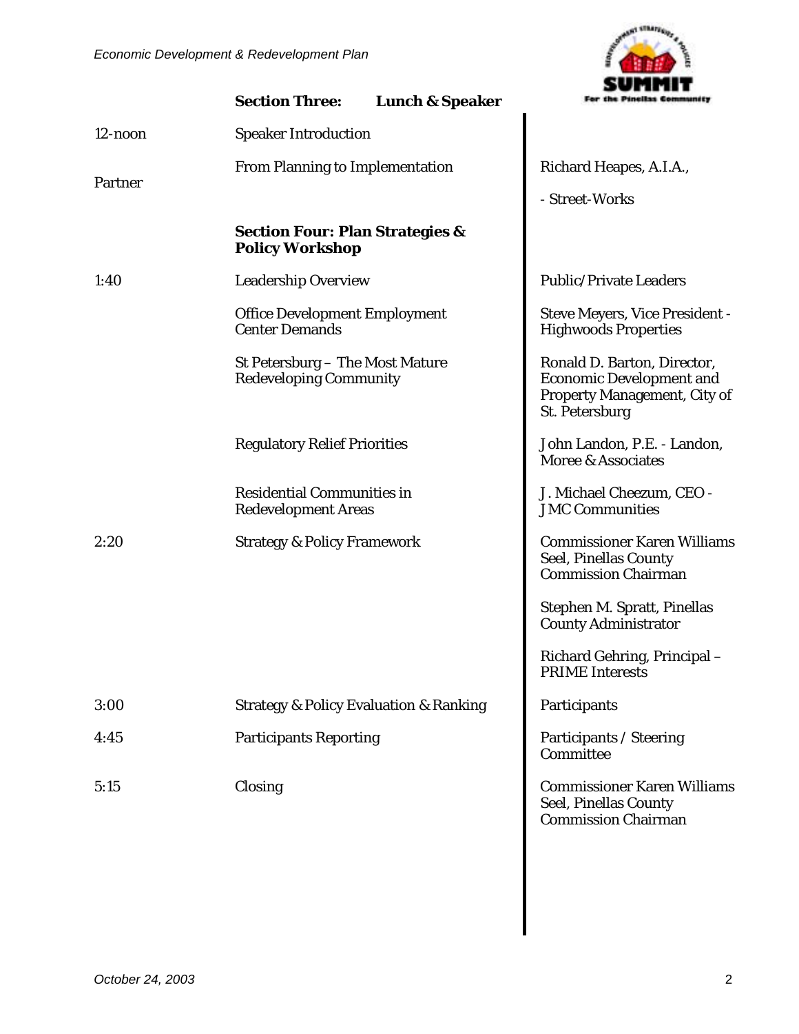### Section Three: Lunch & Speaker

| | | |
|---|---|---|
| 12-noon | Speaker Introduction | |
| Partner | From Planning to Implementation | Richard Heapes, A.I.A., - Street-Works |

### Section Four: Plan Strategies & Policy Workshop

| | | |
|---|---|---|
| 1:40 | Leadership Overview | Public/Private Leaders |
| | Office Development Employment Center Demands | Steve Meyers, Vice President - Highwoods Properties |
| | St Petersburg – The Most Mature Redeveloping Community | Ronald D. Barton, Director, Economic Development and Property Management, City of St. Petersburg |
| | Regulatory Relief Priorities | John Landon, P.E. - Landon, Moree & Associates |
| | Residential Communities in Redevelopment Areas | J. Michael Cheezum, CEO - JMC Communities |
| 2:20 | Strategy & Policy Framework | Commissioner Karen Williams Seel, Pinellas County Commission Chairman |
| | | Stephen M. Spratt, Pinellas County Administrator |
| | | Richard Gehring, Principal – PRIME Interests |
| 3:00 | Strategy & Policy Evaluation & Ranking | Participants |
| 4:45 | Participants Reporting | Participants / Steering Committee |
| 5:15 | Closing | Commissioner Karen Williams Seel, Pinellas County Commission Chairman |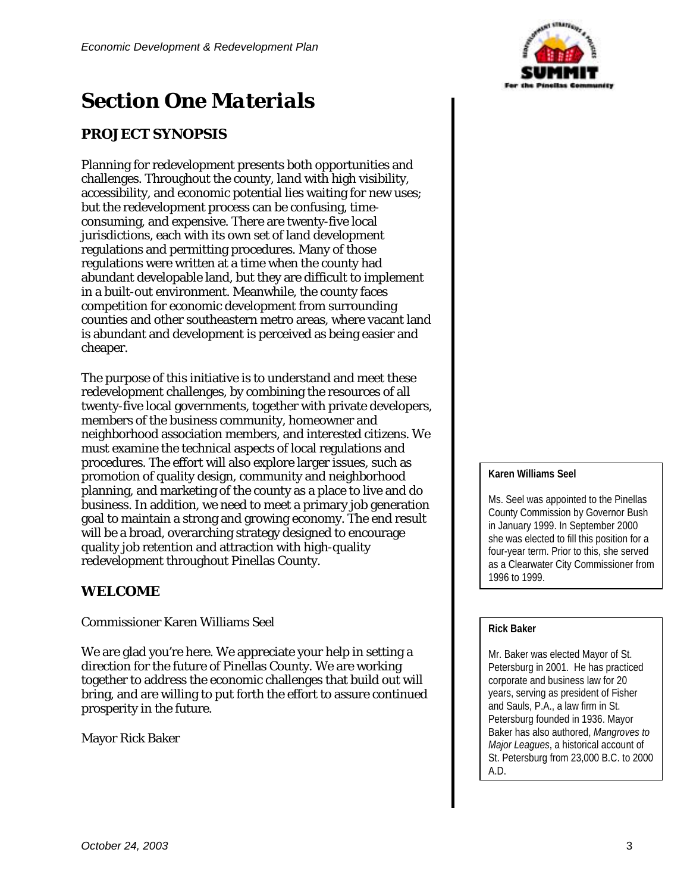# Section One Materials

## PROJECT SYNOPSIS

Planning for redevelopment presents both opportunities and challenges. Throughout the county, land with high visibility, accessibility, and economic potential lies waiting for new uses; but the redevelopment process can be confusing, time-consuming, and expensive. There are twenty-five local jurisdictions, each with its own set of land development regulations and permitting procedures. Many of those regulations were written at a time when the county had abundant developable land, but they are difficult to implement in a built-out environment. Meanwhile, the county faces competition for economic development from surrounding counties and other southeastern metro areas, where vacant land is abundant and development is perceived as being easier and cheaper.

The purpose of this initiative is to understand and meet these redevelopment challenges, by combining the resources of all twenty-five local governments, together with private developers, members of the business community, homeowner and neighborhood association members, and interested citizens. We must examine the technical aspects of local regulations and procedures. The effort will also explore larger issues, such as promotion of quality design, community and neighborhood planning, and marketing of the county as a place to live and do business. In addition, we need to meet a primary job generation goal to maintain a strong and growing economy. The end result will be a broad, overarching strategy designed to encourage quality job retention and attraction with high-quality redevelopment throughout Pinellas County.

## WELCOME

Commissioner Karen Williams Seel

We are glad you're here. We appreciate your help in setting a direction for the future of Pinellas County. We are working together to address the economic challenges that build out will bring, and are willing to put forth the effort to assure continued prosperity in the future.

Mayor Rick Baker

**Karen Williams Seel**

Ms. Seel was appointed to the Pinellas County Commission by Governor Bush in January 1999. In September 2000 she was elected to fill this position for a four-year term. Prior to this, she served as a Clearwater City Commissioner from 1996 to 1999.

**Rick Baker**

Mr. Baker was elected Mayor of St. Petersburg in 2001. He has practiced corporate and business law for 20 years, serving as president of Fisher and Sauls, P.A., a law firm in St. Petersburg founded in 1936. Mayor Baker has also authored, *Mangroves to Major Leagues*, a historical account of St. Petersburg from 23,000 B.C. to 2000 A.D.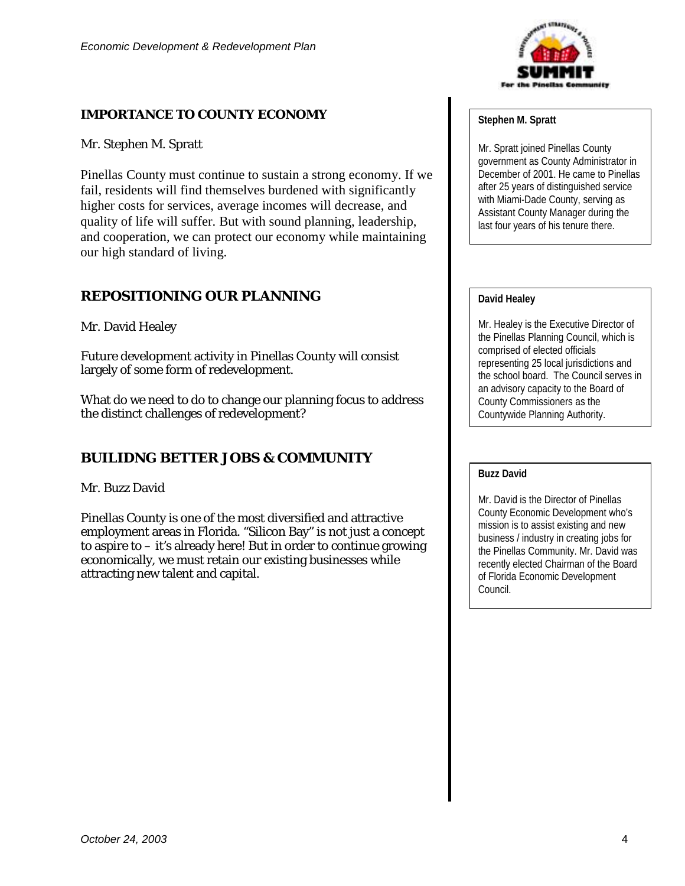## IMPORTANCE TO COUNTY ECONOMY

Mr. Stephen M. Spratt

Pinellas County must continue to sustain a strong economy. If we fail, residents will find themselves burdened with significantly higher costs for services, average incomes will decrease, and quality of life will suffer. But with sound planning, leadership, and cooperation, we can protect our economy while maintaining our high standard of living.

**Stephen M. Spratt**

Mr. Spratt joined Pinellas County government as County Administrator in December of 2001. He came to Pinellas after 25 years of distinguished service with Miami-Dade County, serving as Assistant County Manager during the last four years of his tenure there.

## REPOSITIONING OUR PLANNING

Mr. David Healey

Future development activity in Pinellas County will consist largely of some form of redevelopment.

What do we need to do to change our planning focus to address the distinct challenges of redevelopment?

**David Healey**

Mr. Healey is the Executive Director of the Pinellas Planning Council, which is comprised of elected officials representing 25 local jurisdictions and the school board. The Council serves in an advisory capacity to the Board of County Commissioners as the Countywide Planning Authority.

## BUILIDNG BETTER JOBS & COMMUNITY

Mr. Buzz David

Pinellas County is one of the most diversified and attractive employment areas in Florida. "Silicon Bay" is not just a concept to aspire to – it's already here! But in order to continue growing economically, we must retain our existing businesses while attracting new talent and capital.

**Buzz David**

Mr. David is the Director of Pinellas County Economic Development who's mission is to assist existing and new business / industry in creating jobs for the Pinellas Community. Mr. David was recently elected Chairman of the Board of Florida Economic Development Council.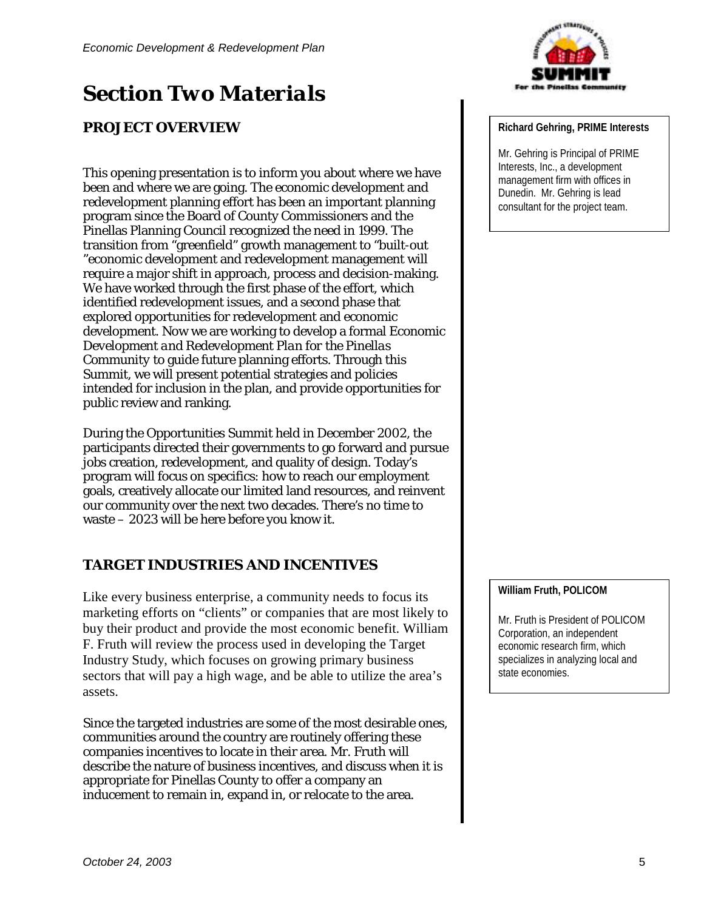# Section Two Materials

## PROJECT OVERVIEW

This opening presentation is to inform you about where we have been and where we are going. The economic development and redevelopment planning effort has been an important planning program since the Board of County Commissioners and the Pinellas Planning Council recognized the need in 1999. The transition from "greenfield" growth management to "built-out "economic development and redevelopment management will require a major shift in approach, process and decision-making. We have worked through the first phase of the effort, which identified redevelopment issues, and a second phase that explored opportunities for redevelopment and economic development. Now we are working to develop a formal *Economic Development and Redevelopment Plan for the Pinellas Community* to guide future planning efforts. Through this Summit, we will present potential strategies and policies intended for inclusion in the plan, and provide opportunities for public review and ranking.

During the Opportunities Summit held in December 2002, the participants directed their governments to go forward and pursue jobs creation, redevelopment, and quality of design. Today's program will focus on specifics: how to reach our employment goals, creatively allocate our limited land resources, and reinvent our community over the next two decades. There's no time to waste – 2023 will be here before you know it.

**Richard Gehring, PRIME Interests**

Mr. Gehring is Principal of PRIME Interests, Inc., a development management firm with offices in Dunedin. Mr. Gehring is lead consultant for the project team.

## TARGET INDUSTRIES AND INCENTIVES

Like every business enterprise, a community needs to focus its marketing efforts on "clients" or companies that are most likely to buy their product and provide the most economic benefit. William F. Fruth will review the process used in developing the Target Industry Study, which focuses on growing primary business sectors that will pay a high wage, and be able to utilize the area's assets.

Since the targeted industries are some of the most desirable ones, communities around the country are routinely offering these companies incentives to locate in their area. Mr. Fruth will describe the nature of business incentives, and discuss when it is appropriate for Pinellas County to offer a company an inducement to remain in, expand in, or relocate to the area.

**William Fruth, POLICOM**

Mr. Fruth is President of POLICOM Corporation, an independent economic research firm, which specializes in analyzing local and state economies.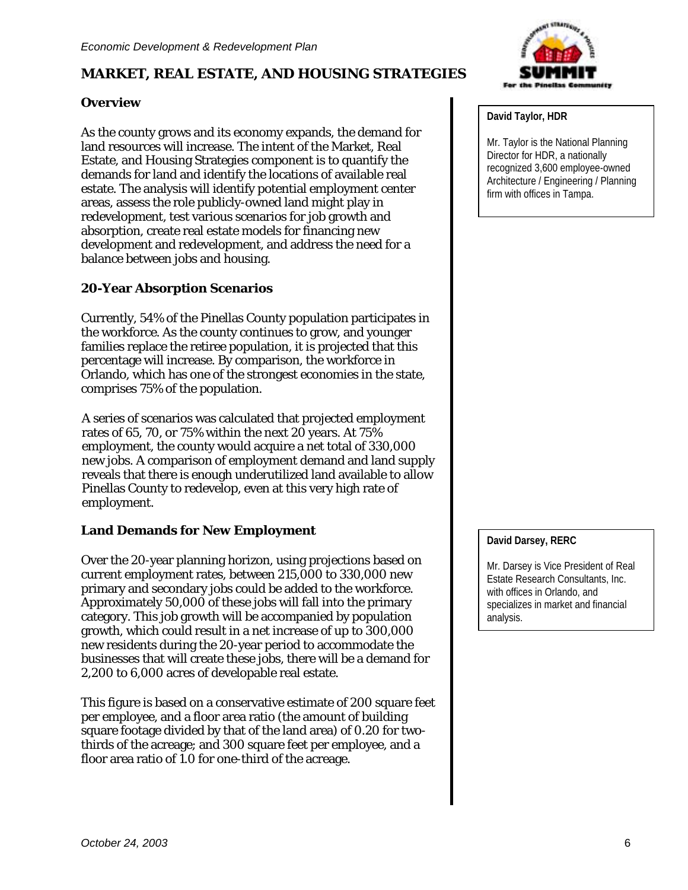## MARKET, REAL ESTATE, AND HOUSING STRATEGIES

### Overview

As the county grows and its economy expands, the demand for land resources will increase. The intent of the Market, Real Estate, and Housing Strategies component is to quantify the demands for land and identify the locations of available real estate. The analysis will identify potential employment center areas, assess the role publicly-owned land might play in redevelopment, test various scenarios for job growth and absorption, create real estate models for financing new development and redevelopment, and address the need for a balance between jobs and housing.

**David Taylor, HDR**

Mr. Taylor is the National Planning Director for HDR, a nationally recognized 3,600 employee-owned Architecture / Engineering / Planning firm with offices in Tampa.

### 20-Year Absorption Scenarios

Currently, 54% of the Pinellas County population participates in the workforce. As the county continues to grow, and younger families replace the retiree population, it is projected that this percentage will increase. By comparison, the workforce in Orlando, which has one of the strongest economies in the state, comprises 75% of the population.

A series of scenarios was calculated that projected employment rates of 65, 70, or 75% within the next 20 years. At 75% employment, the county would acquire a net total of 330,000 new jobs. A comparison of employment demand and land supply reveals that there is enough underutilized land available to allow Pinellas County to redevelop, even at this very high rate of employment.

### Land Demands for New Employment

Over the 20-year planning horizon, using projections based on current employment rates, between 215,000 to 330,000 new primary and secondary jobs could be added to the workforce. Approximately 50,000 of these jobs will fall into the primary category. This job growth will be accompanied by population growth, which could result in a net increase of up to 300,000 new residents during the 20-year period to accommodate the businesses that will create these jobs, there will be a demand for 2,200 to 6,000 acres of developable real estate.

This figure is based on a conservative estimate of 200 square feet per employee, and a floor area ratio (the amount of building square footage divided by that of the land area) of 0.20 for two-thirds of the acreage; and 300 square feet per employee, and a floor area ratio of 1.0 for one-third of the acreage.

**David Darsey, RERC**

Mr. Darsey is Vice President of Real Estate Research Consultants, Inc. with offices in Orlando, and specializes in market and financial analysis.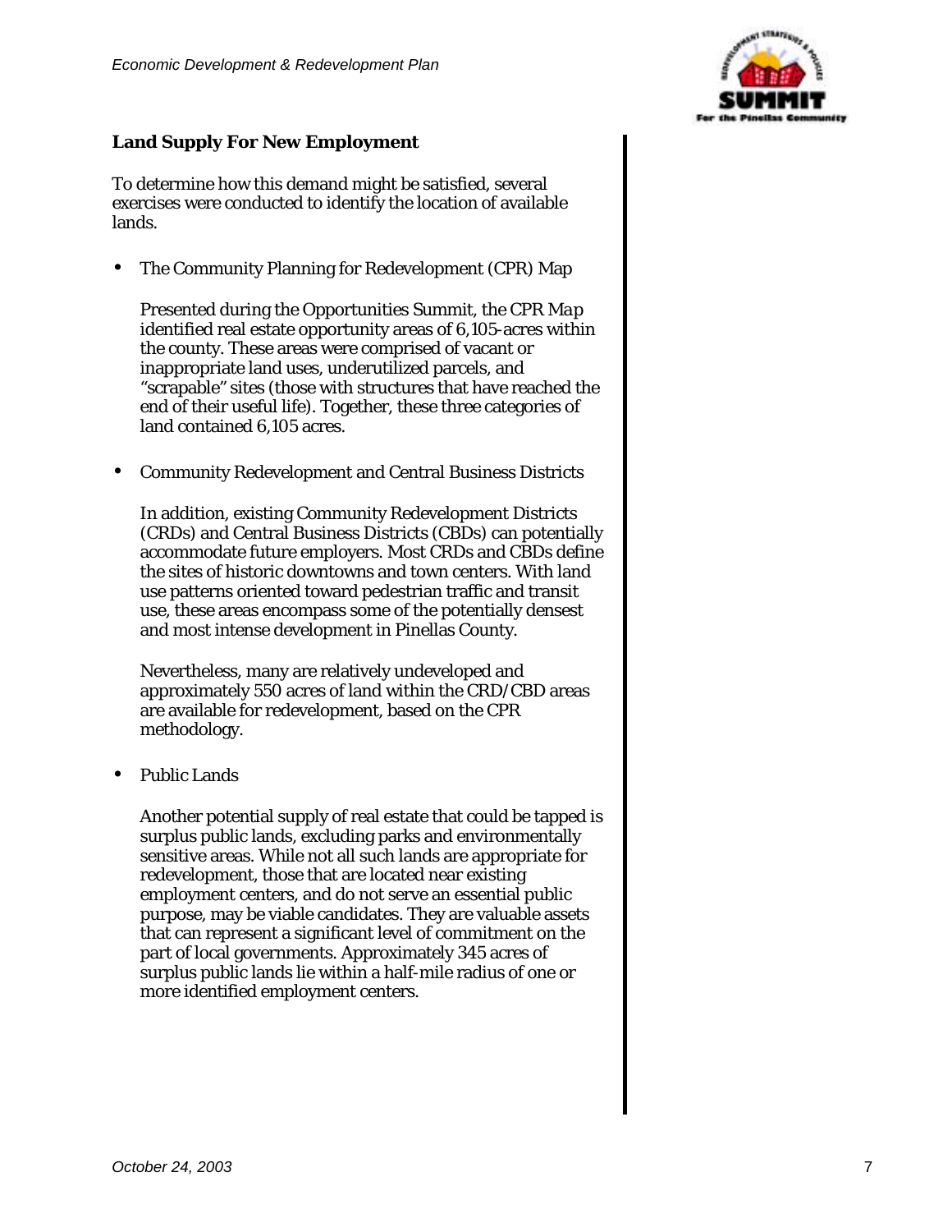## Land Supply For New Employment

To determine how this demand might be satisfied, several exercises were conducted to identify the location of available lands.

- The Community Planning for Redevelopment (CPR) Map

  Presented during the Opportunities Summit, the CPR Map identified real estate opportunity areas of 6,105-acres within the county. These areas were comprised of vacant or inappropriate land uses, underutilized parcels, and "scrapable" sites (those with structures that have reached the end of their useful life). Together, these three categories of land contained 6,105 acres.

- Community Redevelopment and Central Business Districts

  In addition, existing Community Redevelopment Districts (CRDs) and Central Business Districts (CBDs) can potentially accommodate future employers. Most CRDs and CBDs define the sites of historic downtowns and town centers. With land use patterns oriented toward pedestrian traffic and transit use, these areas encompass some of the potentially densest and most intense development in Pinellas County.

  Nevertheless, many are relatively undeveloped and approximately 550 acres of land within the CRD/CBD areas are available for redevelopment, based on the CPR methodology.

- Public Lands

  Another potential supply of real estate that could be tapped is surplus public lands, excluding parks and environmentally sensitive areas. While not all such lands are appropriate for redevelopment, those that are located near existing employment centers, and do not serve an essential public purpose, may be viable candidates. They are valuable assets that can represent a significant level of commitment on the part of local governments. Approximately 345 acres of surplus public lands lie within a half-mile radius of one or more identified employment centers.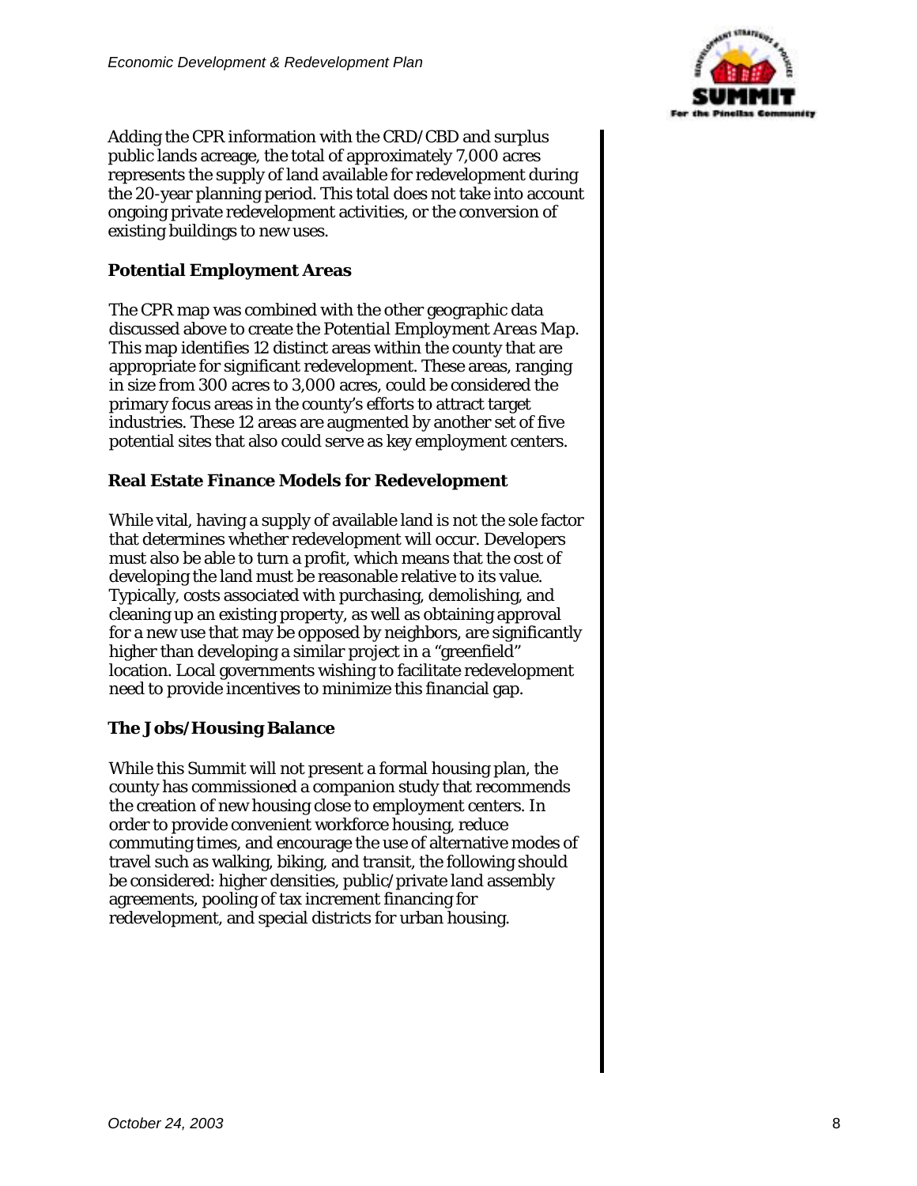Adding the CPR information with the CRD/CBD and surplus public lands acreage, the total of approximately 7,000 acres represents the supply of land available for redevelopment during the 20-year planning period. This total does not take into account ongoing private redevelopment activities, or the conversion of existing buildings to new uses.

### Potential Employment Areas

The CPR map was combined with the other geographic data discussed above to create the *Potential Employment Areas Map*. This map identifies 12 distinct areas within the county that are appropriate for significant redevelopment. These areas, ranging in size from 300 acres to 3,000 acres, could be considered the primary focus areas in the county's efforts to attract target industries. These 12 areas are augmented by another set of five potential sites that also could serve as key employment centers.

### Real Estate Finance Models for Redevelopment

While vital, having a supply of available land is not the sole factor that determines whether redevelopment will occur. Developers must also be able to turn a profit, which means that the cost of developing the land must be reasonable relative to its value. Typically, costs associated with purchasing, demolishing, and cleaning up an existing property, as well as obtaining approval for a new use that may be opposed by neighbors, are significantly higher than developing a similar project in a "greenfield" location. Local governments wishing to facilitate redevelopment need to provide incentives to minimize this financial gap.

### The Jobs/Housing Balance

While this Summit will not present a formal housing plan, the county has commissioned a companion study that recommends the creation of new housing close to employment centers. In order to provide convenient workforce housing, reduce commuting times, and encourage the use of alternative modes of travel such as walking, biking, and transit, the following should be considered: higher densities, public/private land assembly agreements, pooling of tax increment financing for redevelopment, and special districts for urban housing.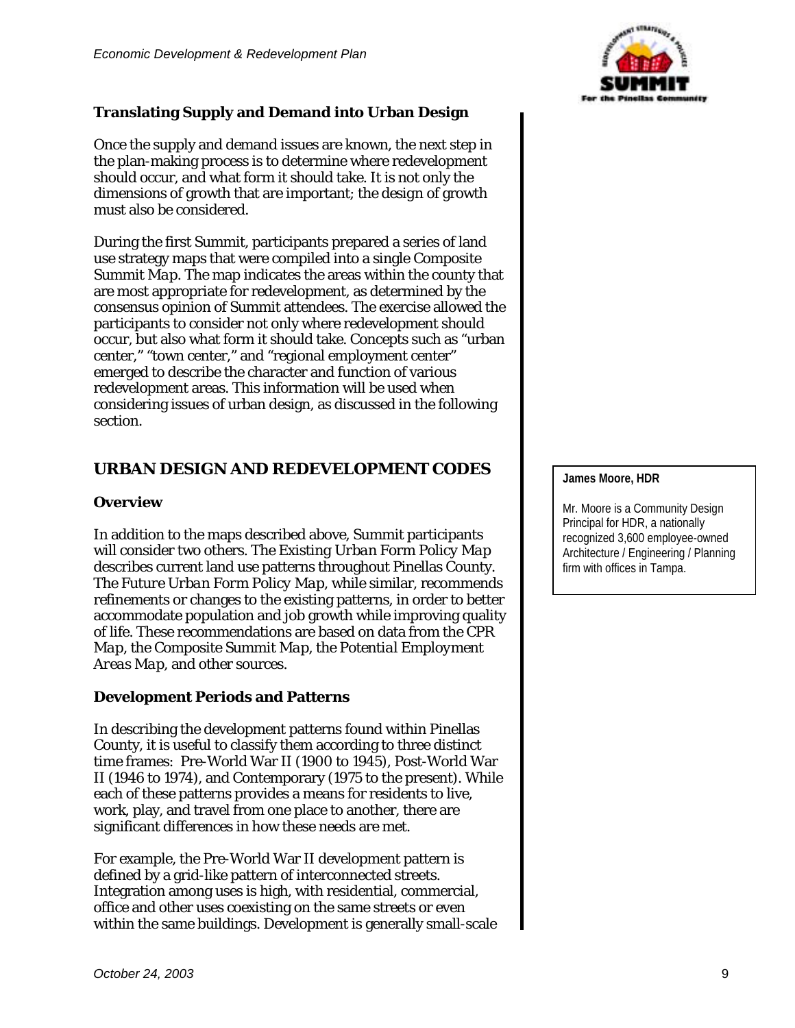### Translating Supply and Demand into Urban Design

Once the supply and demand issues are known, the next step in the plan-making process is to determine where redevelopment should occur, and what form it should take. It is not only the dimensions of growth that are important; the design of growth must also be considered.

During the first Summit, participants prepared a series of land use strategy maps that were compiled into a single Composite Summit *Map*. The map indicates the areas within the county that are most appropriate for redevelopment, as determined by the consensus opinion of Summit attendees. The exercise allowed the participants to consider not only where redevelopment should occur, but also what form it should take. Concepts such as "urban center," "town center," and "regional employment center" emerged to describe the character and function of various redevelopment areas. This information will be used when considering issues of urban design, as discussed in the following section.

## URBAN DESIGN AND REDEVELOPMENT CODES

### Overview

In addition to the maps described above, Summit participants will consider two others. The *Existing Urban Form Policy Map* describes current land use patterns throughout Pinellas County. The *Future Urban Form Policy Map*, while similar, recommends refinements or changes to the existing patterns, in order to better accommodate population and job growth while improving quality of life. These recommendations are based on data from the *CPR Map*, the *Composite Summit Map*, the *Potential Employment Areas Map*, and other sources.

### Development Periods and Patterns

In describing the development patterns found within Pinellas County, it is useful to classify them according to three distinct time frames: Pre-World War II (1900 to 1945), Post-World War II (1946 to 1974), and Contemporary (1975 to the present). While each of these patterns provides a means for residents to live, work, play, and travel from one place to another, there are significant differences in how these needs are met.

For example, the Pre-World War II development pattern is defined by a grid-like pattern of interconnected streets. Integration among uses is high, with residential, commercial, office and other uses coexisting on the same streets or even within the same buildings. Development is generally small-scale

**James Moore, HDR**

Mr. Moore is a Community Design Principal for HDR, a nationally recognized 3,600 employee-owned Architecture / Engineering / Planning firm with offices in Tampa.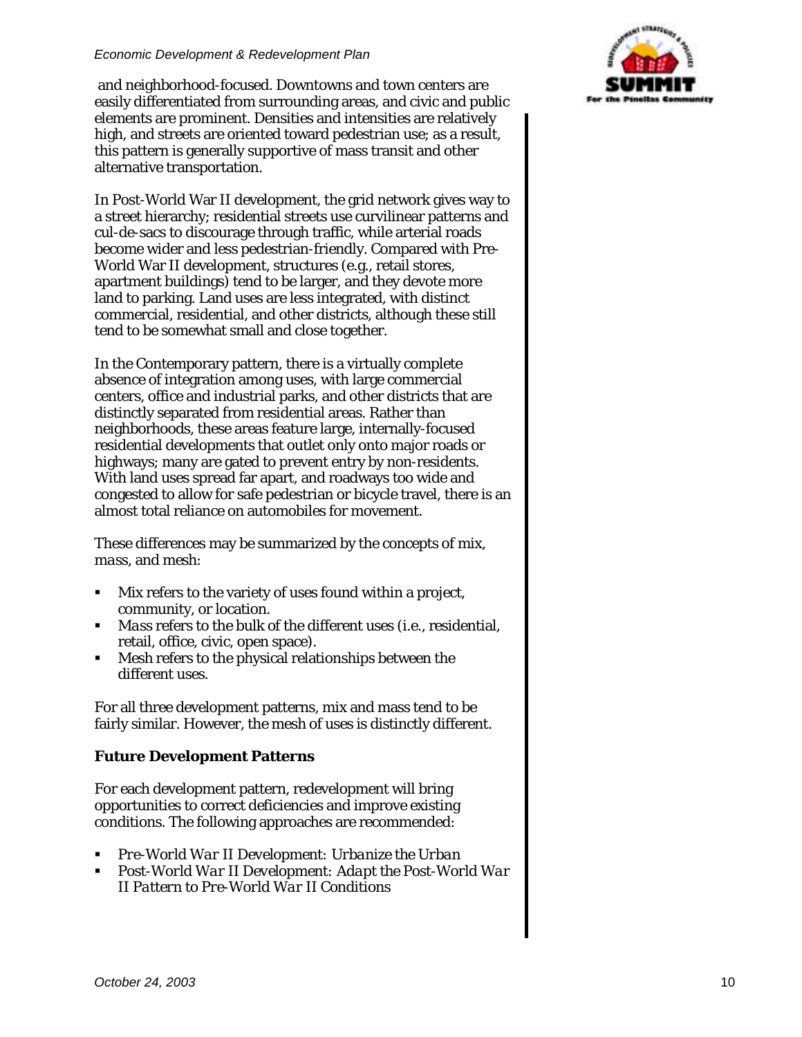and neighborhood-focused. Downtowns and town centers are easily differentiated from surrounding areas, and civic and public elements are prominent. Densities and intensities are relatively high, and streets are oriented toward pedestrian use; as a result, this pattern is generally supportive of mass transit and other alternative transportation.

In Post-World War II development, the grid network gives way to a street hierarchy; residential streets use curvilinear patterns and cul-de-sacs to discourage through traffic, while arterial roads become wider and less pedestrian-friendly. Compared with Pre-World War II development, structures (e.g., retail stores, apartment buildings) tend to be larger, and they devote more land to parking. Land uses are less integrated, with distinct commercial, residential, and other districts, although these still tend to be somewhat small and close together.

In the Contemporary pattern, there is a virtually complete absence of integration among uses, with large commercial centers, office and industrial parks, and other districts that are distinctly separated from residential areas. Rather than neighborhoods, these areas feature large, internally-focused residential developments that outlet only onto major roads or highways; many are gated to prevent entry by non-residents. With land uses spread far apart, and roadways too wide and congested to allow for safe pedestrian or bicycle travel, there is an almost total reliance on automobiles for movement.

These differences may be summarized by the concepts of mix, *mass*, and mesh:

- Mix refers to the variety of uses found within a project, community, or location.
- *Mass* refers to the bulk of the different uses (i.e., residential, retail, office, civic, open space).
- Mesh refers to the physical relationships between the different uses.

For all three development patterns, mix and mass tend to be fairly similar. However, the mesh of uses is distinctly different.

### Future Development Patterns

For each development pattern, redevelopment will bring opportunities to correct deficiencies and improve existing conditions. The following approaches are recommended:

- *Pre-World War II Development: Urbanize the Urban*
- *Post-World War II Development: Adapt the Post-World War II Pattern to Pre-World War II Conditions*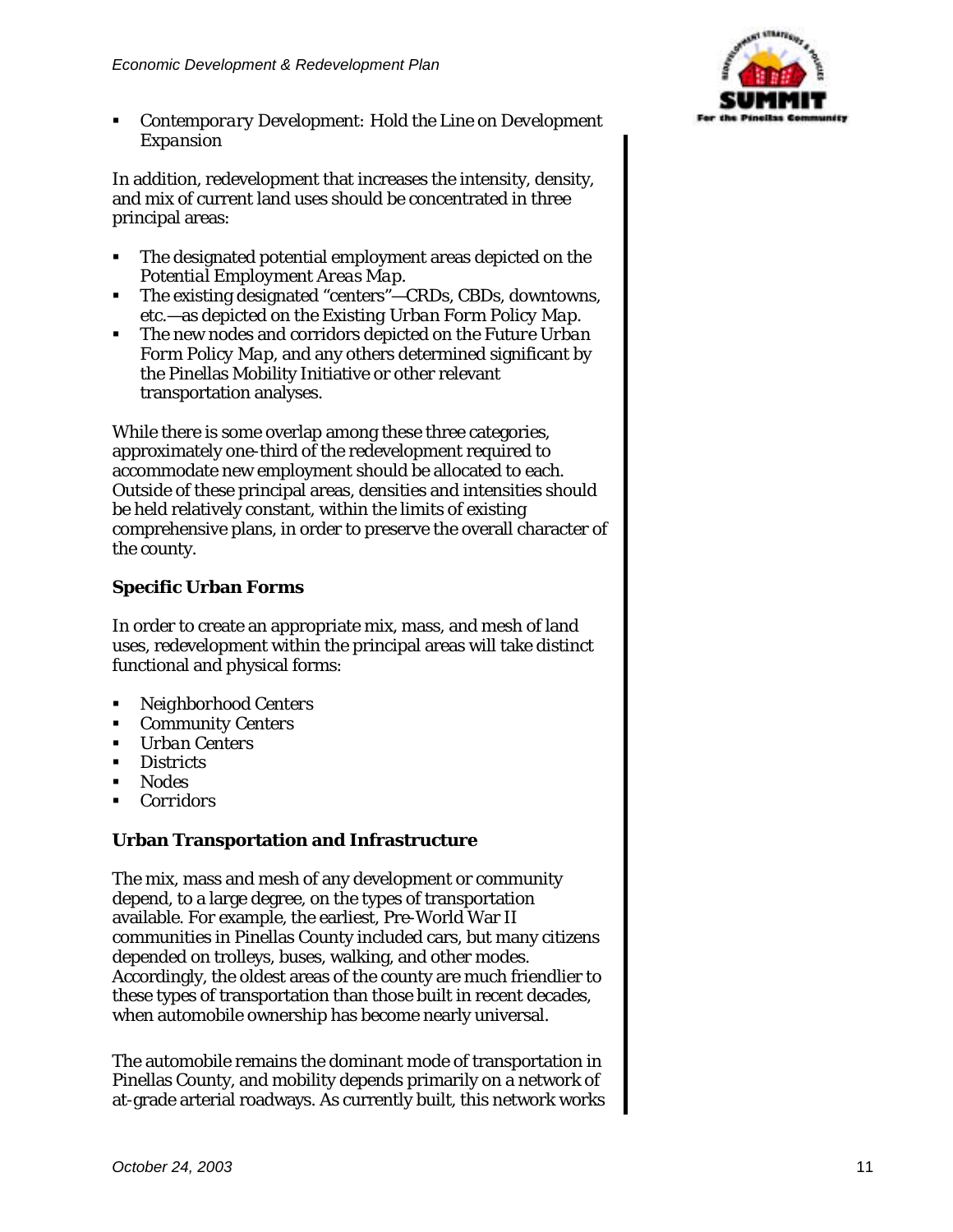- *Contemporary Development: Hold the Line on Development Expansion*

In addition, redevelopment that increases the intensity, density, and mix of current land uses should be concentrated in three principal areas:

- The designated potential employment areas depicted on the *Potential Employment Areas Map*.
- The existing designated "centers"—CRDs, CBDs, downtowns, etc.—as depicted on the *Existing Urban Form Policy Map*.
- The new nodes and corridors depicted on the *Future Urban Form Policy Map*, and any others determined significant by the Pinellas Mobility Initiative or other relevant transportation analyses.

While there is some overlap among these three categories, approximately one-third of the redevelopment required to accommodate new employment should be allocated to each. Outside of these principal areas, densities and intensities should be held relatively constant, within the limits of existing comprehensive plans, in order to preserve the overall character of the county.

### Specific Urban Forms

In order to create an appropriate mix, mass, and mesh of land uses, redevelopment within the principal areas will take distinct functional and physical forms:

- *Neighborhood Centers*
- *Community Centers*
- *Urban Centers*
- *Districts*
- *Nodes*
- *Corridors*

### Urban Transportation and Infrastructure

The mix, mass and mesh of any development or community depend, to a large degree, on the types of transportation available. For example, the earliest, Pre-World War II communities in Pinellas County included cars, but many citizens depended on trolleys, buses, walking, and other modes. Accordingly, the oldest areas of the county are much friendlier to these types of transportation than those built in recent decades, when automobile ownership has become nearly universal.

The automobile remains the dominant mode of transportation in Pinellas County, and mobility depends primarily on a network of at-grade arterial roadways. As currently built, this network works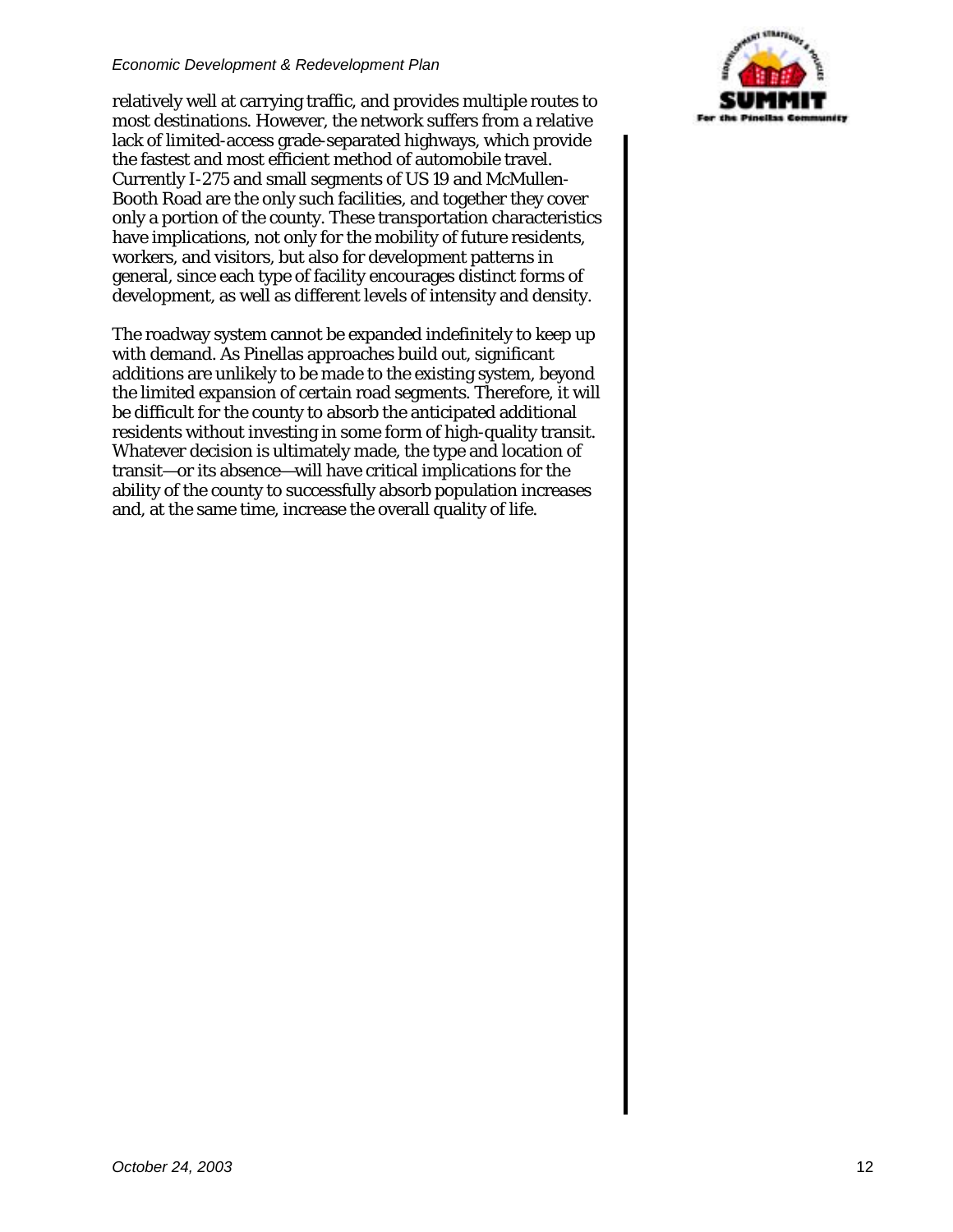relatively well at carrying traffic, and provides multiple routes to most destinations. However, the network suffers from a relative lack of limited-access grade-separated highways, which provide the fastest and most efficient method of automobile travel. Currently I-275 and small segments of US 19 and McMullen-Booth Road are the only such facilities, and together they cover only a portion of the county. These transportation characteristics have implications, not only for the mobility of future residents, workers, and visitors, but also for development patterns in general, since each type of facility encourages distinct forms of development, as well as different levels of intensity and density.

The roadway system cannot be expanded indefinitely to keep up with demand. As Pinellas approaches build out, significant additions are unlikely to be made to the existing system, beyond the limited expansion of certain road segments. Therefore, it will be difficult for the county to absorb the anticipated additional residents without investing in some form of high-quality transit. Whatever decision is ultimately made, the type and location of transit—or its absence—will have critical implications for the ability of the county to successfully absorb population increases and, at the same time, increase the overall quality of life.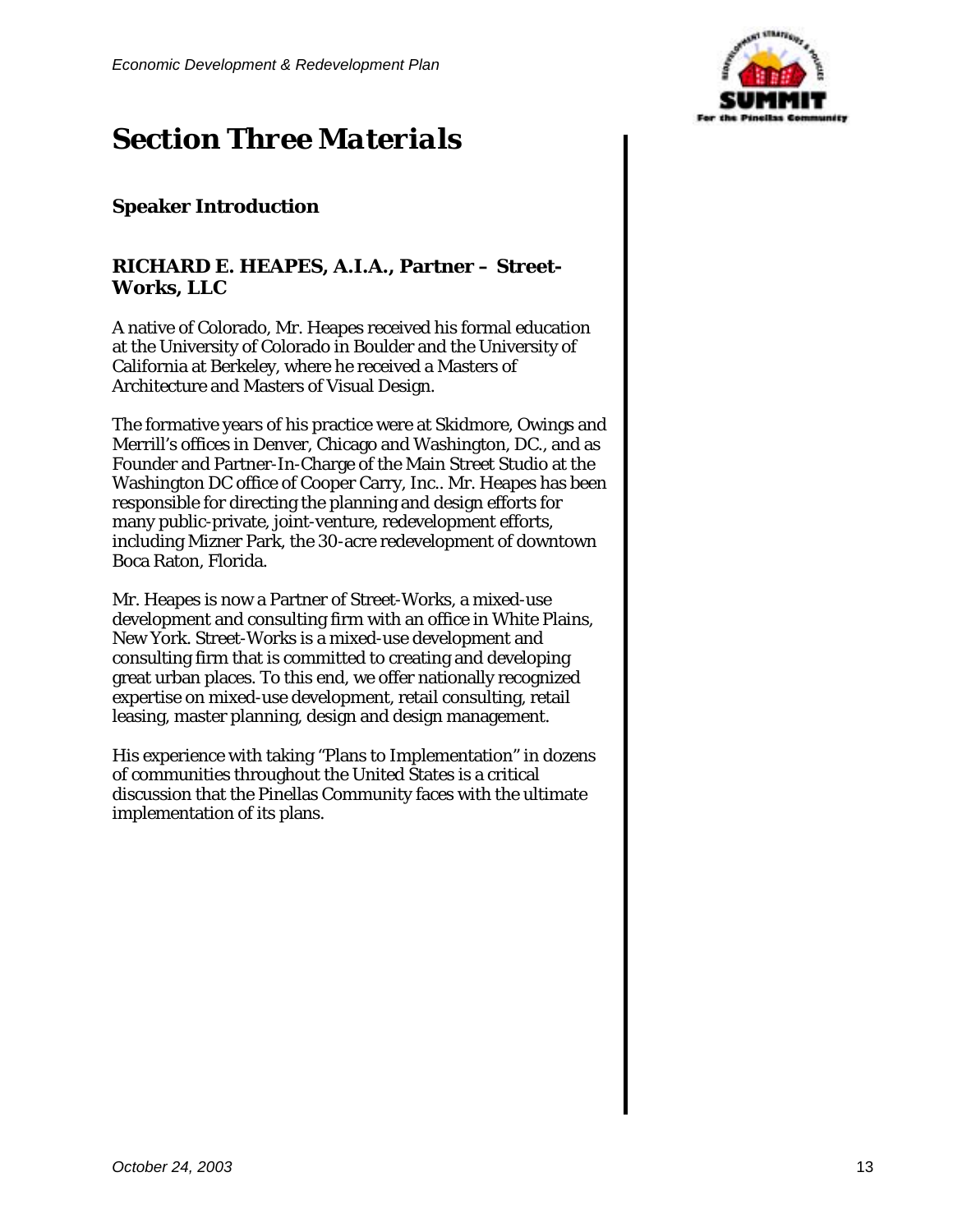# Section Three Materials

## Speaker Introduction

### RICHARD E. HEAPES, A.I.A., Partner – Street-Works, LLC

A native of Colorado, Mr. Heapes received his formal education at the University of Colorado in Boulder and the University of California at Berkeley, where he received a Masters of Architecture and Masters of Visual Design.

The formative years of his practice were at Skidmore, Owings and Merrill's offices in Denver, Chicago and Washington, DC., and as Founder and Partner-In-Charge of the Main Street Studio at the Washington DC office of Cooper Carry, Inc.. Mr. Heapes has been responsible for directing the planning and design efforts for many public-private, joint-venture, redevelopment efforts, including Mizner Park, the 30-acre redevelopment of downtown Boca Raton, Florida.

Mr. Heapes is now a Partner of Street-Works, a mixed-use development and consulting firm with an office in White Plains, New York. Street-Works is a mixed-use development and consulting firm that is committed to creating and developing great urban places. To this end, we offer nationally recognized expertise on mixed-use development, retail consulting, retail leasing, master planning, design and design management.

His experience with taking "Plans to Implementation" in dozens of communities throughout the United States is a critical discussion that the Pinellas Community faces with the ultimate implementation of its plans.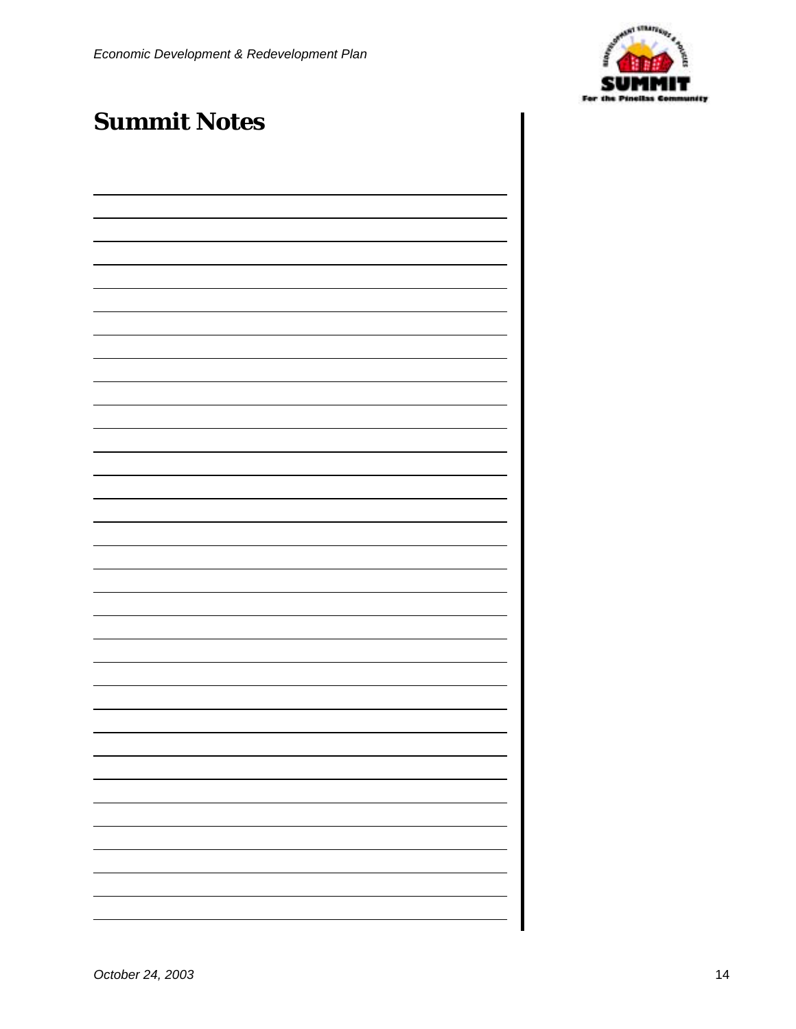# Summit Notes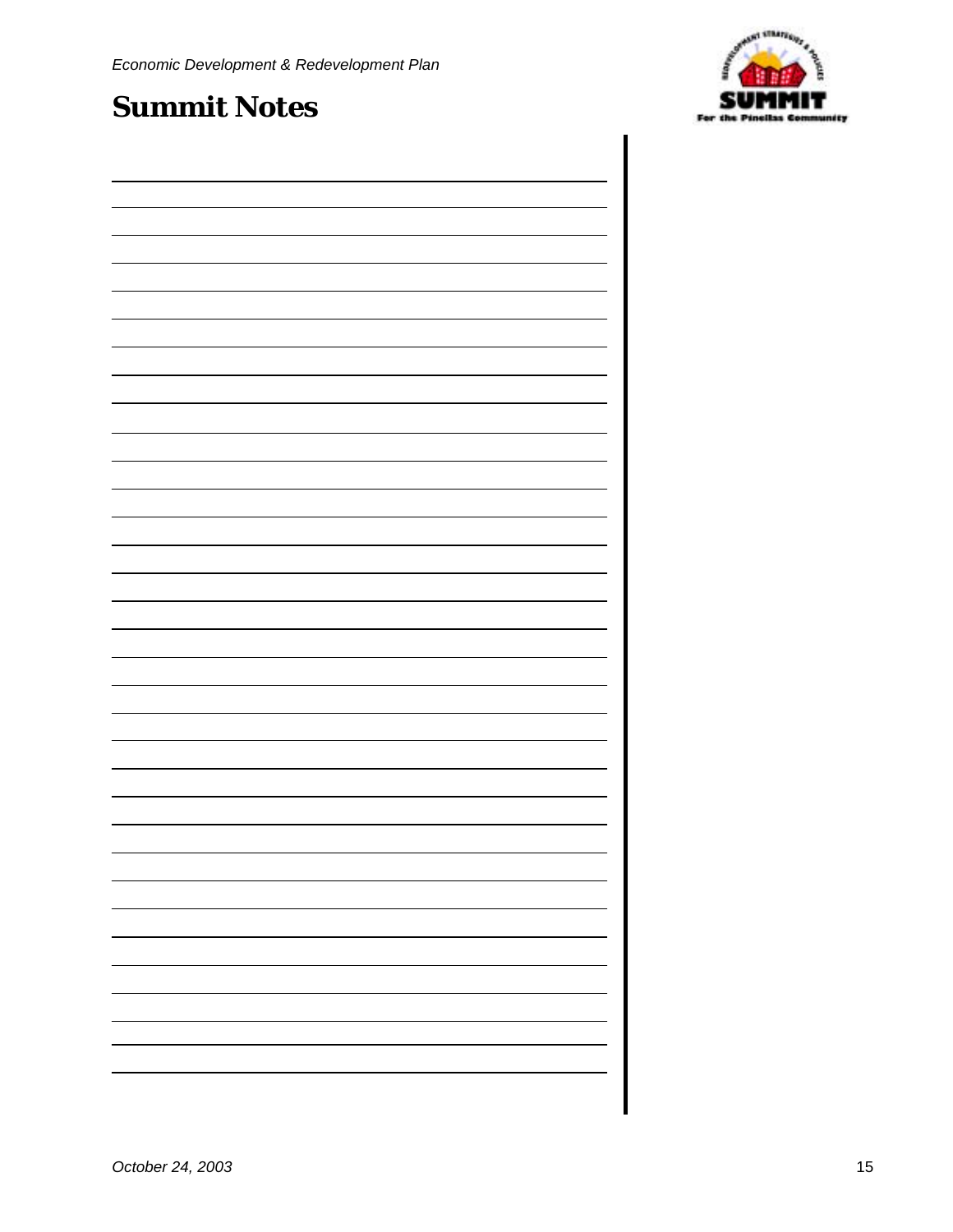# Summit Notes